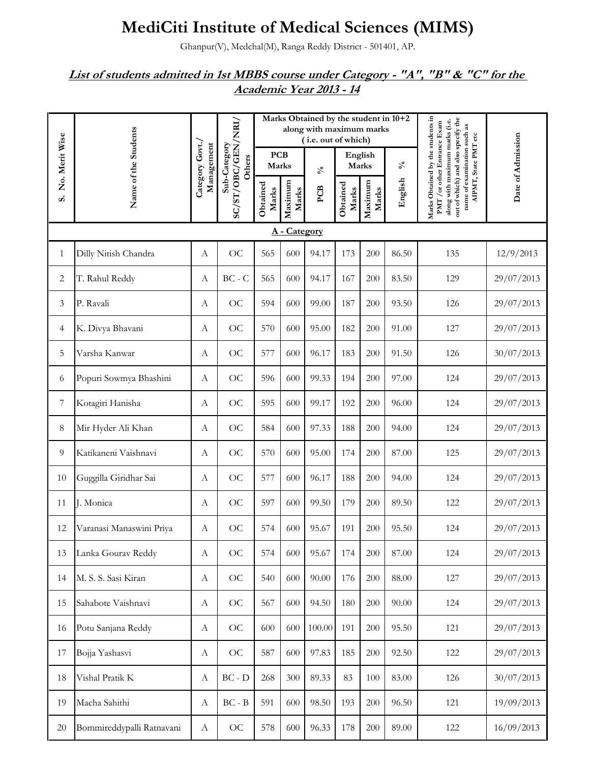# MediCiti Institute of Medical Sciences (MIMS)

Ghanpur(V), Medchal(M), Ranga Reddy District - 501401, AP.

## List of students admitted in 1st MBBS course under Category - "A", "B" & "C" for the Academic Year 2013 - 14

| S. No. Merit Wise | Name of the Students | Category Govt./ Management | Sub-Category SC/ST/OBC/GEN/NRI/ Others | Marks Obtained by the student in 10+2 along with maximum marks ( i.e. out of which) | | | | | | Marks Obtained by the students in PMT /or other Entrance Exam along with maximum marks (i.e. out of which) and also specify the name of examination such as AIPMT, State PMT etc | Date of Admission |
|---|---|---|---|---|---|---|---|---|---|---|---|
| | | | | PCB Marks | | % | English Marks | | % | | |
| | | | | Obtained Marks | Maximum Marks | PCB | Obtained Marks | Maximum Marks | English | | |
| | | | | | | **A - Category** | | | | | |
| 1 | Dilly Nitish Chandra | A | OC | 565 | 600 | 94.17 | 173 | 200 | 86.50 | 135 | 12/9/2013 |
| 2 | T. Rahul Reddy | A | BC - C | 565 | 600 | 94.17 | 167 | 200 | 83.50 | 129 | 29/07/2013 |
| 3 | P. Ravali | A | OC | 594 | 600 | 99.00 | 187 | 200 | 93.50 | 126 | 29/07/2013 |
| 4 | K. Divya Bhavani | A | OC | 570 | 600 | 95.00 | 182 | 200 | 91.00 | 127 | 29/07/2013 |
| 5 | Varsha Kanwar | A | OC | 577 | 600 | 96.17 | 183 | 200 | 91.50 | 126 | 30/07/2013 |
| 6 | Popuri Sowmya Bhashini | A | OC | 596 | 600 | 99.33 | 194 | 200 | 97.00 | 124 | 29/07/2013 |
| 7 | Kotagiri Hanisha | A | OC | 595 | 600 | 99.17 | 192 | 200 | 96.00 | 124 | 29/07/2013 |
| 8 | Mir Hyder Ali Khan | A | OC | 584 | 600 | 97.33 | 188 | 200 | 94.00 | 124 | 29/07/2013 |
| 9 | Katikaneni Vaishnavi | A | OC | 570 | 600 | 95.00 | 174 | 200 | 87.00 | 125 | 29/07/2013 |
| 10 | Guggilla Giridhar Sai | A | OC | 577 | 600 | 96.17 | 188 | 200 | 94.00 | 124 | 29/07/2013 |
| 11 | J. Monica | A | OC | 597 | 600 | 99.50 | 179 | 200 | 89.50 | 122 | 29/07/2013 |
| 12 | Varanasi Manaswini Priya | A | OC | 574 | 600 | 95.67 | 191 | 200 | 95.50 | 124 | 29/07/2013 |
| 13 | Lanka Gourav Reddy | A | OC | 574 | 600 | 95.67 | 174 | 200 | 87.00 | 124 | 29/07/2013 |
| 14 | M. S. S. Sasi Kiran | A | OC | 540 | 600 | 90.00 | 176 | 200 | 88.00 | 127 | 29/07/2013 |
| 15 | Sahabote Vaishnavi | A | OC | 567 | 600 | 94.50 | 180 | 200 | 90.00 | 124 | 29/07/2013 |
| 16 | Potu Sanjana Reddy | A | OC | 600 | 600 | 100.00 | 191 | 200 | 95.50 | 121 | 29/07/2013 |
| 17 | Bojja Yashasvi | A | OC | 587 | 600 | 97.83 | 185 | 200 | 92.50 | 122 | 29/07/2013 |
| 18 | Vishal Pratik K | A | BC - D | 268 | 300 | 89.33 | 83 | 100 | 83.00 | 126 | 30/07/2013 |
| 19 | Macha Sahithi | A | BC - B | 591 | 600 | 98.50 | 193 | 200 | 96.50 | 121 | 19/09/2013 |
| 20 | Bommireddypalli Ratnavani | A | OC | 578 | 600 | 96.33 | 178 | 200 | 89.00 | 122 | 16/09/2013 |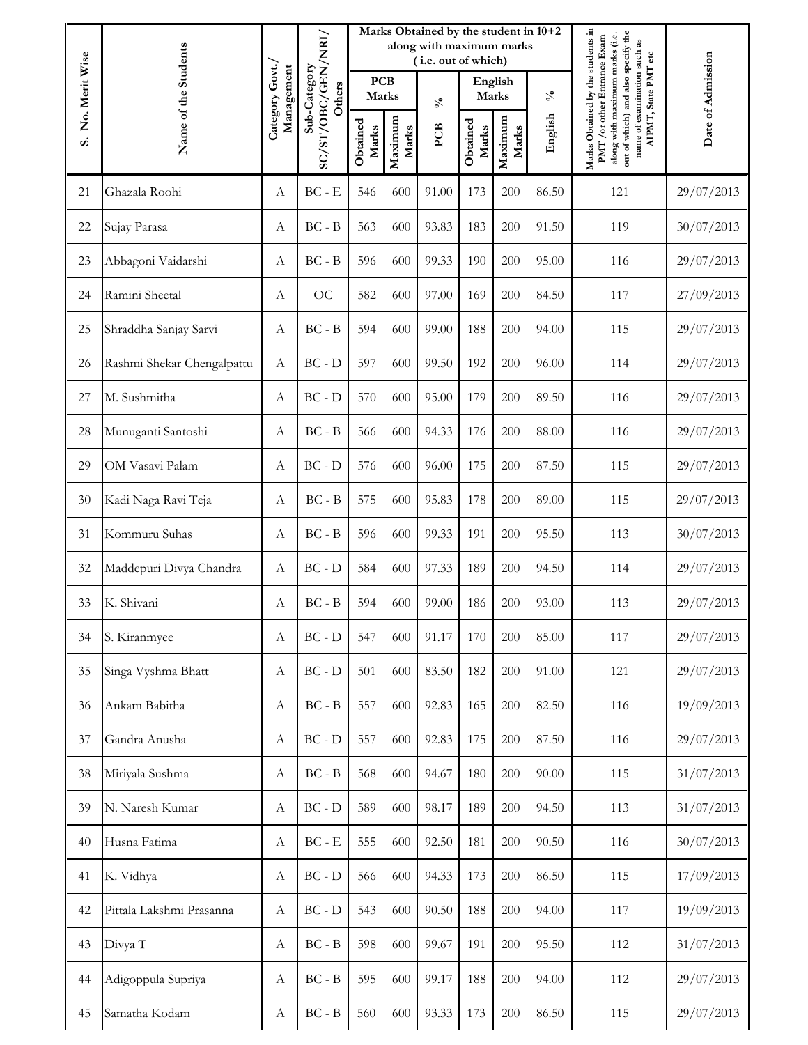| S. No. Merit Wise | Name of the Students | Category Govt./ Management | Sub-Category SC/ST/OBC/GEN/NRI/ Others | Marks Obtained by the student in 10+2 along with maximum marks (i.e. out of which) | | | | | | Marks Obtained by the students in PMT /or other Entrance Exam along with maximum marks (i.e. out of which) and also specify the name of examination such as AIPMT, State PMT etc | Date of Admission |
|---|---|---|---|---|---|---|---|---|---|---|---|
| | | | | PCB Marks | | % | English Marks | | % | | |
| | | | | Obtained Marks | Maximum Marks | PCB | Obtained Marks | Maximum Marks | English | | |
| 21 | Ghazala Roohi | A | BC - E | 546 | 600 | 91.00 | 173 | 200 | 86.50 | 121 | 29/07/2013 |
| 22 | Sujay Parasa | A | BC - B | 563 | 600 | 93.83 | 183 | 200 | 91.50 | 119 | 30/07/2013 |
| 23 | Abbagoni Vaidarshi | A | BC - B | 596 | 600 | 99.33 | 190 | 200 | 95.00 | 116 | 29/07/2013 |
| 24 | Ramini Sheetal | A | OC | 582 | 600 | 97.00 | 169 | 200 | 84.50 | 117 | 27/09/2013 |
| 25 | Shraddha Sanjay Sarvi | A | BC - B | 594 | 600 | 99.00 | 188 | 200 | 94.00 | 115 | 29/07/2013 |
| 26 | Rashmi Shekar Chengalpattu | A | BC - D | 597 | 600 | 99.50 | 192 | 200 | 96.00 | 114 | 29/07/2013 |
| 27 | M. Sushmitha | A | BC - D | 570 | 600 | 95.00 | 179 | 200 | 89.50 | 116 | 29/07/2013 |
| 28 | Munuganti Santoshi | A | BC - B | 566 | 600 | 94.33 | 176 | 200 | 88.00 | 116 | 29/07/2013 |
| 29 | OM Vasavi Palam | A | BC - D | 576 | 600 | 96.00 | 175 | 200 | 87.50 | 115 | 29/07/2013 |
| 30 | Kadi Naga Ravi Teja | A | BC - B | 575 | 600 | 95.83 | 178 | 200 | 89.00 | 115 | 29/07/2013 |
| 31 | Kommuru Suhas | A | BC - B | 596 | 600 | 99.33 | 191 | 200 | 95.50 | 113 | 30/07/2013 |
| 32 | Maddepuri Divya Chandra | A | BC - D | 584 | 600 | 97.33 | 189 | 200 | 94.50 | 114 | 29/07/2013 |
| 33 | K. Shivani | A | BC - B | 594 | 600 | 99.00 | 186 | 200 | 93.00 | 113 | 29/07/2013 |
| 34 | S. Kiranmyee | A | BC - D | 547 | 600 | 91.17 | 170 | 200 | 85.00 | 117 | 29/07/2013 |
| 35 | Singa Vyshma Bhatt | A | BC - D | 501 | 600 | 83.50 | 182 | 200 | 91.00 | 121 | 29/07/2013 |
| 36 | Ankam Babitha | A | BC - B | 557 | 600 | 92.83 | 165 | 200 | 82.50 | 116 | 19/09/2013 |
| 37 | Gandra Anusha | A | BC - D | 557 | 600 | 92.83 | 175 | 200 | 87.50 | 116 | 29/07/2013 |
| 38 | Miriyala Sushma | A | BC - B | 568 | 600 | 94.67 | 180 | 200 | 90.00 | 115 | 31/07/2013 |
| 39 | N. Naresh Kumar | A | BC - D | 589 | 600 | 98.17 | 189 | 200 | 94.50 | 113 | 31/07/2013 |
| 40 | Husna Fatima | A | BC - E | 555 | 600 | 92.50 | 181 | 200 | 90.50 | 116 | 30/07/2013 |
| 41 | K. Vidhya | A | BC - D | 566 | 600 | 94.33 | 173 | 200 | 86.50 | 115 | 17/09/2013 |
| 42 | Pittala Lakshmi Prasanna | A | BC - D | 543 | 600 | 90.50 | 188 | 200 | 94.00 | 117 | 19/09/2013 |
| 43 | Divya T | A | BC - B | 598 | 600 | 99.67 | 191 | 200 | 95.50 | 112 | 31/07/2013 |
| 44 | Adigoppula Supriya | A | BC - B | 595 | 600 | 99.17 | 188 | 200 | 94.00 | 112 | 29/07/2013 |
| 45 | Samatha Kodam | A | BC - B | 560 | 600 | 93.33 | 173 | 200 | 86.50 | 115 | 29/07/2013 |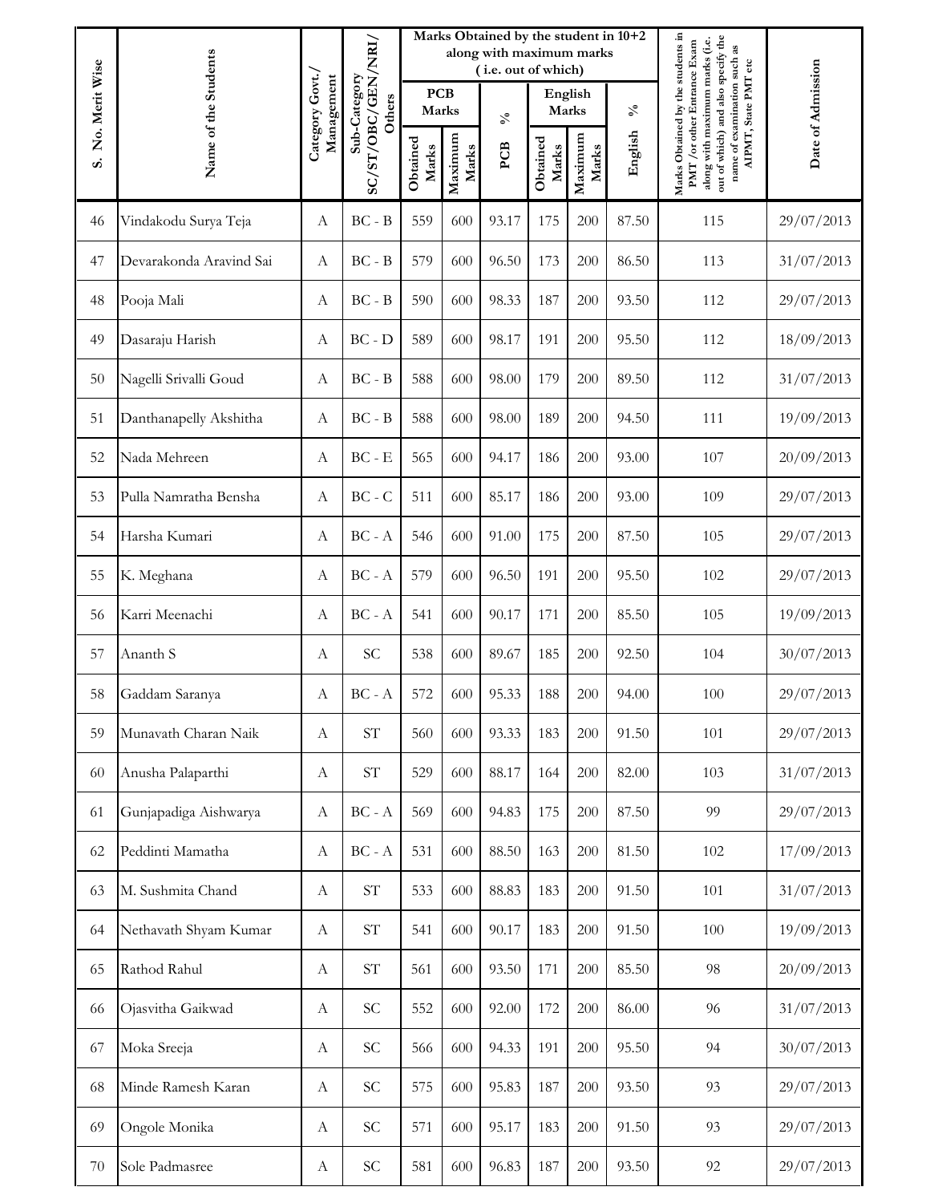| S. No. Merit Wise | Name of the Students | Category Govt./ Management | Sub-Category SC/ST/OBC/GEN/NRI/ Others | Marks Obtained by the student in 10+2 along with maximum marks ( i.e. out of which) | | | | | | Marks Obtained by the students in PMT /or other Entrance Exam along with maximum marks (i.e. out of which) and also specify the name of examination such as AIPMT, State PMT etc | Date of Admission |
|---|---|---|---|---|---|---|---|---|---|---|---|
| | | | | PCB Marks | | % | English Marks | | % | | |
| | | | | Obtained Marks | Maximum Marks | PCB | Obtained Marks | Maximum Marks | English | | |
| 46 | Vindakodu Surya Teja | A | BC - B | 559 | 600 | 93.17 | 175 | 200 | 87.50 | 115 | 29/07/2013 |
| 47 | Devarakonda Aravind Sai | A | BC - B | 579 | 600 | 96.50 | 173 | 200 | 86.50 | 113 | 31/07/2013 |
| 48 | Pooja Mali | A | BC - B | 590 | 600 | 98.33 | 187 | 200 | 93.50 | 112 | 29/07/2013 |
| 49 | Dasaraju Harish | A | BC - D | 589 | 600 | 98.17 | 191 | 200 | 95.50 | 112 | 18/09/2013 |
| 50 | Nagelli Srivalli Goud | A | BC - B | 588 | 600 | 98.00 | 179 | 200 | 89.50 | 112 | 31/07/2013 |
| 51 | Danthanapelly Akshitha | A | BC - B | 588 | 600 | 98.00 | 189 | 200 | 94.50 | 111 | 19/09/2013 |
| 52 | Nada Mehreen | A | BC - E | 565 | 600 | 94.17 | 186 | 200 | 93.00 | 107 | 20/09/2013 |
| 53 | Pulla Namratha Bensha | A | BC - C | 511 | 600 | 85.17 | 186 | 200 | 93.00 | 109 | 29/07/2013 |
| 54 | Harsha Kumari | A | BC - A | 546 | 600 | 91.00 | 175 | 200 | 87.50 | 105 | 29/07/2013 |
| 55 | K. Meghana | A | BC - A | 579 | 600 | 96.50 | 191 | 200 | 95.50 | 102 | 29/07/2013 |
| 56 | Karri Meenachi | A | BC - A | 541 | 600 | 90.17 | 171 | 200 | 85.50 | 105 | 19/09/2013 |
| 57 | Ananth S | A | SC | 538 | 600 | 89.67 | 185 | 200 | 92.50 | 104 | 30/07/2013 |
| 58 | Gaddam Saranya | A | BC - A | 572 | 600 | 95.33 | 188 | 200 | 94.00 | 100 | 29/07/2013 |
| 59 | Munavath Charan Naik | A | ST | 560 | 600 | 93.33 | 183 | 200 | 91.50 | 101 | 29/07/2013 |
| 60 | Anusha Palaparthi | A | ST | 529 | 600 | 88.17 | 164 | 200 | 82.00 | 103 | 31/07/2013 |
| 61 | Gunjapadiga Aishwarya | A | BC - A | 569 | 600 | 94.83 | 175 | 200 | 87.50 | 99 | 29/07/2013 |
| 62 | Peddinti Mamatha | A | BC - A | 531 | 600 | 88.50 | 163 | 200 | 81.50 | 102 | 17/09/2013 |
| 63 | M. Sushmita Chand | A | ST | 533 | 600 | 88.83 | 183 | 200 | 91.50 | 101 | 31/07/2013 |
| 64 | Nethavath Shyam Kumar | A | ST | 541 | 600 | 90.17 | 183 | 200 | 91.50 | 100 | 19/09/2013 |
| 65 | Rathod Rahul | A | ST | 561 | 600 | 93.50 | 171 | 200 | 85.50 | 98 | 20/09/2013 |
| 66 | Ojasvitha Gaikwad | A | SC | 552 | 600 | 92.00 | 172 | 200 | 86.00 | 96 | 31/07/2013 |
| 67 | Moka Sreeja | A | SC | 566 | 600 | 94.33 | 191 | 200 | 95.50 | 94 | 30/07/2013 |
| 68 | Minde Ramesh Karan | A | SC | 575 | 600 | 95.83 | 187 | 200 | 93.50 | 93 | 29/07/2013 |
| 69 | Ongole Monika | A | SC | 571 | 600 | 95.17 | 183 | 200 | 91.50 | 93 | 29/07/2013 |
| 70 | Sole Padmasree | A | SC | 581 | 600 | 96.83 | 187 | 200 | 93.50 | 92 | 29/07/2013 |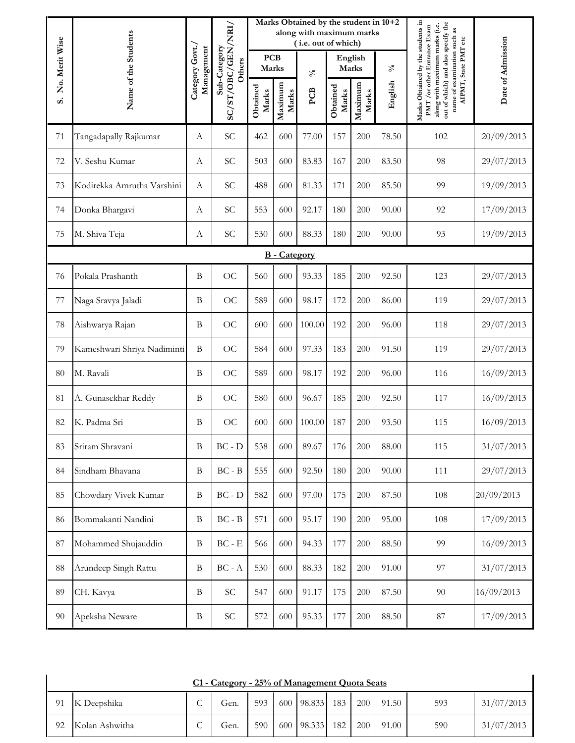| S. No. Merit Wise | Name of the Students | Category Govt./ Management | Sub-Category SC/ST/OBC/GEN/NRI/ Others | Marks Obtained by the student in 10+2 along with maximum marks (i.e. out of which) | | | | | | Marks Obtained by the students in PMT /or other Entrance Exam along with maximum marks (i.e. out of which) and also specify the name of examination such as AIPMT, State PMT etc | Date of Admission |
|---|---|---|---|---|---|---|---|---|---|---|---|
| | | | | PCB Marks | | % | English Marks | | % | | |
| | | | | Obtained Marks | Maximum Marks | PCB | Obtained Marks | Maximum Marks | English | | |
| 71 | Tangadapally Rajkumar | A | SC | 462 | 600 | 77.00 | 157 | 200 | 78.50 | 102 | 20/09/2013 |
| 72 | V. Seshu Kumar | A | SC | 503 | 600 | 83.83 | 167 | 200 | 83.50 | 98 | 29/07/2013 |
| 73 | Kodirekka Amrutha Varshini | A | SC | 488 | 600 | 81.33 | 171 | 200 | 85.50 | 99 | 19/09/2013 |
| 74 | Donka Bhargavi | A | SC | 553 | 600 | 92.17 | 180 | 200 | 90.00 | 92 | 17/09/2013 |
| 75 | M. Shiva Teja | A | SC | 530 | 600 | 88.33 | 180 | 200 | 90.00 | 93 | 19/09/2013 |
| **B - Category** | | | | | | | | | | | |
| 76 | Pokala Prashanth | B | OC | 560 | 600 | 93.33 | 185 | 200 | 92.50 | 123 | 29/07/2013 |
| 77 | Naga Sravya Jaladi | B | OC | 589 | 600 | 98.17 | 172 | 200 | 86.00 | 119 | 29/07/2013 |
| 78 | Aishwarya Rajan | B | OC | 600 | 600 | 100.00 | 192 | 200 | 96.00 | 118 | 29/07/2013 |
| 79 | Kameshwari Shriya Nadiminti | B | OC | 584 | 600 | 97.33 | 183 | 200 | 91.50 | 119 | 29/07/2013 |
| 80 | M. Ravali | B | OC | 589 | 600 | 98.17 | 192 | 200 | 96.00 | 116 | 16/09/2013 |
| 81 | A. Gunasekhar Reddy | B | OC | 580 | 600 | 96.67 | 185 | 200 | 92.50 | 117 | 16/09/2013 |
| 82 | K. Padma Sri | B | OC | 600 | 600 | 100.00 | 187 | 200 | 93.50 | 115 | 16/09/2013 |
| 83 | Sriram Shravani | B | BC - D | 538 | 600 | 89.67 | 176 | 200 | 88.00 | 115 | 31/07/2013 |
| 84 | Sindham Bhavana | B | BC - B | 555 | 600 | 92.50 | 180 | 200 | 90.00 | 111 | 29/07/2013 |
| 85 | Chowdary Vivek Kumar | B | BC - D | 582 | 600 | 97.00 | 175 | 200 | 87.50 | 108 | 20/09/2013 |
| 86 | Bommakanti Nandini | B | BC - B | 571 | 600 | 95.17 | 190 | 200 | 95.00 | 108 | 17/09/2013 |
| 87 | Mohammed Shujauddin | B | BC - E | 566 | 600 | 94.33 | 177 | 200 | 88.50 | 99 | 16/09/2013 |
| 88 | Arundeep Singh Rattu | B | BC - A | 530 | 600 | 88.33 | 182 | 200 | 91.00 | 97 | 31/07/2013 |
| 89 | CH. Kavya | B | SC | 547 | 600 | 91.17 | 175 | 200 | 87.50 | 90 | 16/09/2013 |
| 90 | Apeksha Neware | B | SC | 572 | 600 | 95.33 | 177 | 200 | 88.50 | 87 | 17/09/2013 |
| **C1 - Category - 25% of Management Quota Seats** | | | | | | | | | | | |
| 91 | K Deepshika | C | Gen. | 593 | 600 | 98.833 | 183 | 200 | 91.50 | 593 | 31/07/2013 |
| 92 | Kolan Ashwitha | C | Gen. | 590 | 600 | 98.333 | 182 | 200 | 91.00 | 590 | 31/07/2013 |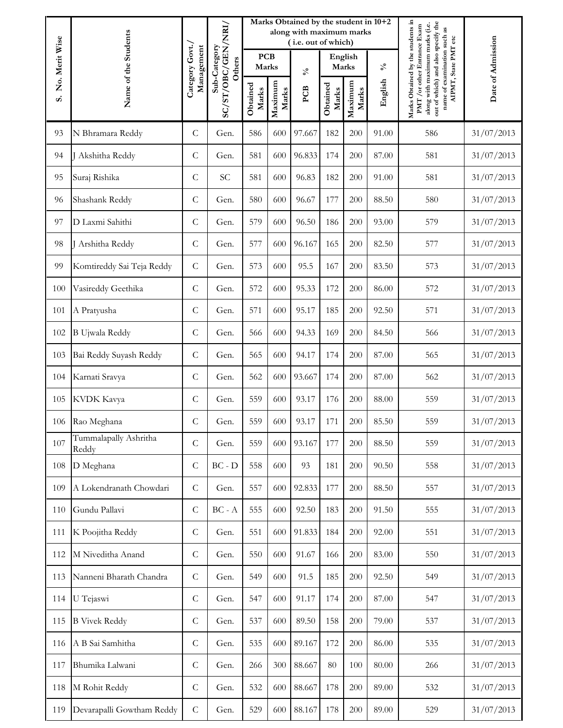| S. No. Merit Wise | Name of the Students | Category Govt./ Management | Sub-Category SC/ST/OBC/GEN/NRI/ Others | Marks Obtained by the student in 10+2 along with maximum marks ( i.e. out of which) | | | | | | Marks Obtained by the students in PMT /or other Entrance Exam along with maximum marks (i.e. out of which) and also specify the name of examination such as AIPMT, State PMT etc | Date of Admission |
|---|---|---|---|---|---|---|---|---|---|---|---|
| | | | | PCB Marks | | % | English Marks | | % | | |
| | | | | Obtained Marks | Maximum Marks | PCB | Obtained Marks | Maximum Marks | English | | |
| 93 | N Bhramara Reddy | C | Gen. | 586 | 600 | 97.667 | 182 | 200 | 91.00 | 586 | 31/07/2013 |
| 94 | J Akshitha Reddy | C | Gen. | 581 | 600 | 96.833 | 174 | 200 | 87.00 | 581 | 31/07/2013 |
| 95 | Suraj Rishika | C | SC | 581 | 600 | 96.83 | 182 | 200 | 91.00 | 581 | 31/07/2013 |
| 96 | Shashank Reddy | C | Gen. | 580 | 600 | 96.67 | 177 | 200 | 88.50 | 580 | 31/07/2013 |
| 97 | D Laxmi Sahithi | C | Gen. | 579 | 600 | 96.50 | 186 | 200 | 93.00 | 579 | 31/07/2013 |
| 98 | J Arshitha Reddy | C | Gen. | 577 | 600 | 96.167 | 165 | 200 | 82.50 | 577 | 31/07/2013 |
| 99 | Komtireddy Sai Teja Reddy | C | Gen. | 573 | 600 | 95.5 | 167 | 200 | 83.50 | 573 | 31/07/2013 |
| 100 | Vasireddy Geethika | C | Gen. | 572 | 600 | 95.33 | 172 | 200 | 86.00 | 572 | 31/07/2013 |
| 101 | A Pratyusha | C | Gen. | 571 | 600 | 95.17 | 185 | 200 | 92.50 | 571 | 31/07/2013 |
| 102 | B Ujwala Reddy | C | Gen. | 566 | 600 | 94.33 | 169 | 200 | 84.50 | 566 | 31/07/2013 |
| 103 | Bai Reddy Suyash Reddy | C | Gen. | 565 | 600 | 94.17 | 174 | 200 | 87.00 | 565 | 31/07/2013 |
| 104 | Karnati Sravya | C | Gen. | 562 | 600 | 93.667 | 174 | 200 | 87.00 | 562 | 31/07/2013 |
| 105 | KVDK Kavya | C | Gen. | 559 | 600 | 93.17 | 176 | 200 | 88.00 | 559 | 31/07/2013 |
| 106 | Rao Meghana | C | Gen. | 559 | 600 | 93.17 | 171 | 200 | 85.50 | 559 | 31/07/2013 |
| 107 | Tummalapally Ashritha Reddy | C | Gen. | 559 | 600 | 93.167 | 177 | 200 | 88.50 | 559 | 31/07/2013 |
| 108 | D Meghana | C | BC - D | 558 | 600 | 93 | 181 | 200 | 90.50 | 558 | 31/07/2013 |
| 109 | A Lokendranath Chowdari | C | Gen. | 557 | 600 | 92.833 | 177 | 200 | 88.50 | 557 | 31/07/2013 |
| 110 | Gundu Pallavi | C | BC - A | 555 | 600 | 92.50 | 183 | 200 | 91.50 | 555 | 31/07/2013 |
| 111 | K Poojitha Reddy | C | Gen. | 551 | 600 | 91.833 | 184 | 200 | 92.00 | 551 | 31/07/2013 |
| 112 | M Niveditha Anand | C | Gen. | 550 | 600 | 91.67 | 166 | 200 | 83.00 | 550 | 31/07/2013 |
| 113 | Nanneni Bharath Chandra | C | Gen. | 549 | 600 | 91.5 | 185 | 200 | 92.50 | 549 | 31/07/2013 |
| 114 | U Tejaswi | C | Gen. | 547 | 600 | 91.17 | 174 | 200 | 87.00 | 547 | 31/07/2013 |
| 115 | B Vivek Reddy | C | Gen. | 537 | 600 | 89.50 | 158 | 200 | 79.00 | 537 | 31/07/2013 |
| 116 | A B Sai Samhitha | C | Gen. | 535 | 600 | 89.167 | 172 | 200 | 86.00 | 535 | 31/07/2013 |
| 117 | Bhumika Lalwani | C | Gen. | 266 | 300 | 88.667 | 80 | 100 | 80.00 | 266 | 31/07/2013 |
| 118 | M Rohit Reddy | C | Gen. | 532 | 600 | 88.667 | 178 | 200 | 89.00 | 532 | 31/07/2013 |
| 119 | Devarapalli Gowtham Reddy | C | Gen. | 529 | 600 | 88.167 | 178 | 200 | 89.00 | 529 | 31/07/2013 |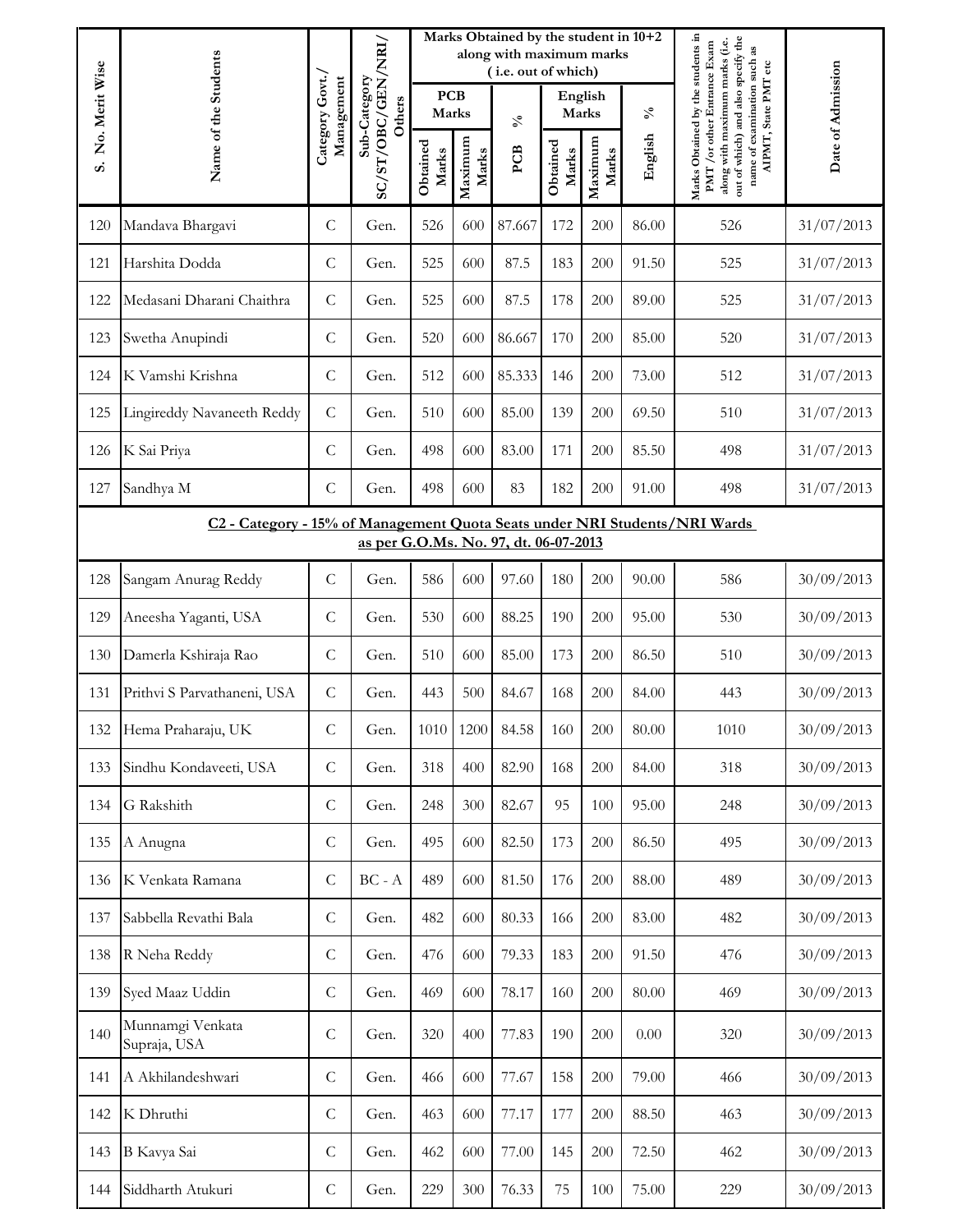| S. No. Merit Wise | Name of the Students | Category Govt./ Management | Sub-Category SC/ST/OBC/GEN/NRI/ Others | Marks Obtained by the student in 10+2 along with maximum marks ( i.e. out of which) | | | | | | Marks Obtained by the students in PMT /or other Entrance Exam along with maximum marks (i.e. out of which) and also specify the name of examination such as AIPMT, State PMT etc | Date of Admission |
|---|---|---|---|---|---|---|---|---|---|---|---|
| | | | | PCB Marks | | % | English Marks | | % | | |
| | | | | Obtained Marks | Maximum Marks | PCB | Obtained Marks | Maximum Marks | English | | |
| 120 | Mandava Bhargavi | C | Gen. | 526 | 600 | 87.667 | 172 | 200 | 86.00 | 526 | 31/07/2013 |
| 121 | Harshita Dodda | C | Gen. | 525 | 600 | 87.5 | 183 | 200 | 91.50 | 525 | 31/07/2013 |
| 122 | Medasani Dharani Chaithra | C | Gen. | 525 | 600 | 87.5 | 178 | 200 | 89.00 | 525 | 31/07/2013 |
| 123 | Swetha Anupindi | C | Gen. | 520 | 600 | 86.667 | 170 | 200 | 85.00 | 520 | 31/07/2013 |
| 124 | K Vamshi Krishna | C | Gen. | 512 | 600 | 85.333 | 146 | 200 | 73.00 | 512 | 31/07/2013 |
| 125 | Lingireddy Navaneeth Reddy | C | Gen. | 510 | 600 | 85.00 | 139 | 200 | 69.50 | 510 | 31/07/2013 |
| 126 | K Sai Priya | C | Gen. | 498 | 600 | 83.00 | 171 | 200 | 85.50 | 498 | 31/07/2013 |
| 127 | Sandhya M | C | Gen. | 498 | 600 | 83 | 182 | 200 | 91.00 | 498 | 31/07/2013 |
| **C2 - Category - 15% of Management Quota Seats under NRI Students/NRI Wards as per G.O.Ms. No. 97, dt. 06-07-2013** | | | | | | | | | | | |
| 128 | Sangam Anurag Reddy | C | Gen. | 586 | 600 | 97.60 | 180 | 200 | 90.00 | 586 | 30/09/2013 |
| 129 | Aneesha Yaganti, USA | C | Gen. | 530 | 600 | 88.25 | 190 | 200 | 95.00 | 530 | 30/09/2013 |
| 130 | Damerla Kshiraja Rao | C | Gen. | 510 | 600 | 85.00 | 173 | 200 | 86.50 | 510 | 30/09/2013 |
| 131 | Prithvi S Parvathaneni, USA | C | Gen. | 443 | 500 | 84.67 | 168 | 200 | 84.00 | 443 | 30/09/2013 |
| 132 | Hema Praharaju, UK | C | Gen. | 1010 | 1200 | 84.58 | 160 | 200 | 80.00 | 1010 | 30/09/2013 |
| 133 | Sindhu Kondaveeti, USA | C | Gen. | 318 | 400 | 82.90 | 168 | 200 | 84.00 | 318 | 30/09/2013 |
| 134 | G Rakshith | C | Gen. | 248 | 300 | 82.67 | 95 | 100 | 95.00 | 248 | 30/09/2013 |
| 135 | A Anugna | C | Gen. | 495 | 600 | 82.50 | 173 | 200 | 86.50 | 495 | 30/09/2013 |
| 136 | K Venkata Ramana | C | BC - A | 489 | 600 | 81.50 | 176 | 200 | 88.00 | 489 | 30/09/2013 |
| 137 | Sabbella Revathi Bala | C | Gen. | 482 | 600 | 80.33 | 166 | 200 | 83.00 | 482 | 30/09/2013 |
| 138 | R Neha Reddy | C | Gen. | 476 | 600 | 79.33 | 183 | 200 | 91.50 | 476 | 30/09/2013 |
| 139 | Syed Maaz Uddin | C | Gen. | 469 | 600 | 78.17 | 160 | 200 | 80.00 | 469 | 30/09/2013 |
| 140 | Munnamgi Venkata Supraja, USA | C | Gen. | 320 | 400 | 77.83 | 190 | 200 | 0.00 | 320 | 30/09/2013 |
| 141 | A Akhilandeshwari | C | Gen. | 466 | 600 | 77.67 | 158 | 200 | 79.00 | 466 | 30/09/2013 |
| 142 | K Dhruthi | C | Gen. | 463 | 600 | 77.17 | 177 | 200 | 88.50 | 463 | 30/09/2013 |
| 143 | B Kavya Sai | C | Gen. | 462 | 600 | 77.00 | 145 | 200 | 72.50 | 462 | 30/09/2013 |
| 144 | Siddharth Atukuri | C | Gen. | 229 | 300 | 76.33 | 75 | 100 | 75.00 | 229 | 30/09/2013 |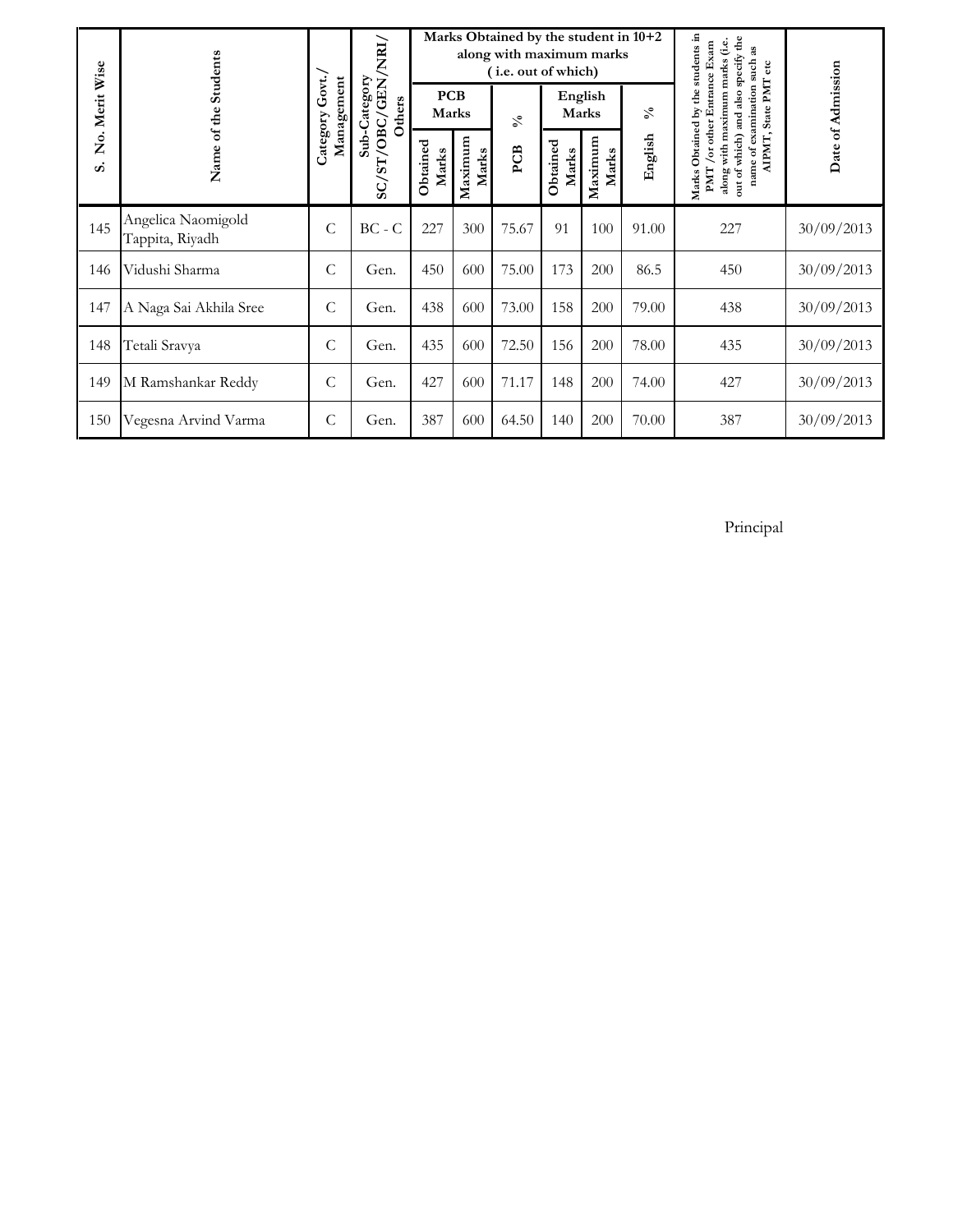| S. No. Merit Wise | Name of the Students | Category Govt./ Management | Sub-Category SC/ST/OBC/GEN/NRI/ Others | Marks Obtained by the student in 10+2 along with maximum marks ( i.e. out of which) | | | | | | Marks Obtained by the students in PMT /or other Entrance Exam along with maximum marks (i.e. out of which) and also specify the name of examination such as AIPMT, State PMT etc | Date of Admission |
|---|---|---|---|---|---|---|---|---|---|---|---|
| | | | | PCB Marks | | % | English Marks | | % | | |
| | | | | Obtained Marks | Maximum Marks | PCB | Obtained Marks | Maximum Marks | English | | |
| 145 | Angelica Naomigold Tappita, Riyadh | C | BC - C | 227 | 300 | 75.67 | 91 | 100 | 91.00 | 227 | 30/09/2013 |
| 146 | Vidushi Sharma | C | Gen. | 450 | 600 | 75.00 | 173 | 200 | 86.5 | 450 | 30/09/2013 |
| 147 | A Naga Sai Akhila Sree | C | Gen. | 438 | 600 | 73.00 | 158 | 200 | 79.00 | 438 | 30/09/2013 |
| 148 | Tetali Sravya | C | Gen. | 435 | 600 | 72.50 | 156 | 200 | 78.00 | 435 | 30/09/2013 |
| 149 | M Ramshankar Reddy | C | Gen. | 427 | 600 | 71.17 | 148 | 200 | 74.00 | 427 | 30/09/2013 |
| 150 | Vegesna Arvind Varma | C | Gen. | 387 | 600 | 64.50 | 140 | 200 | 70.00 | 387 | 30/09/2013 |

Principal